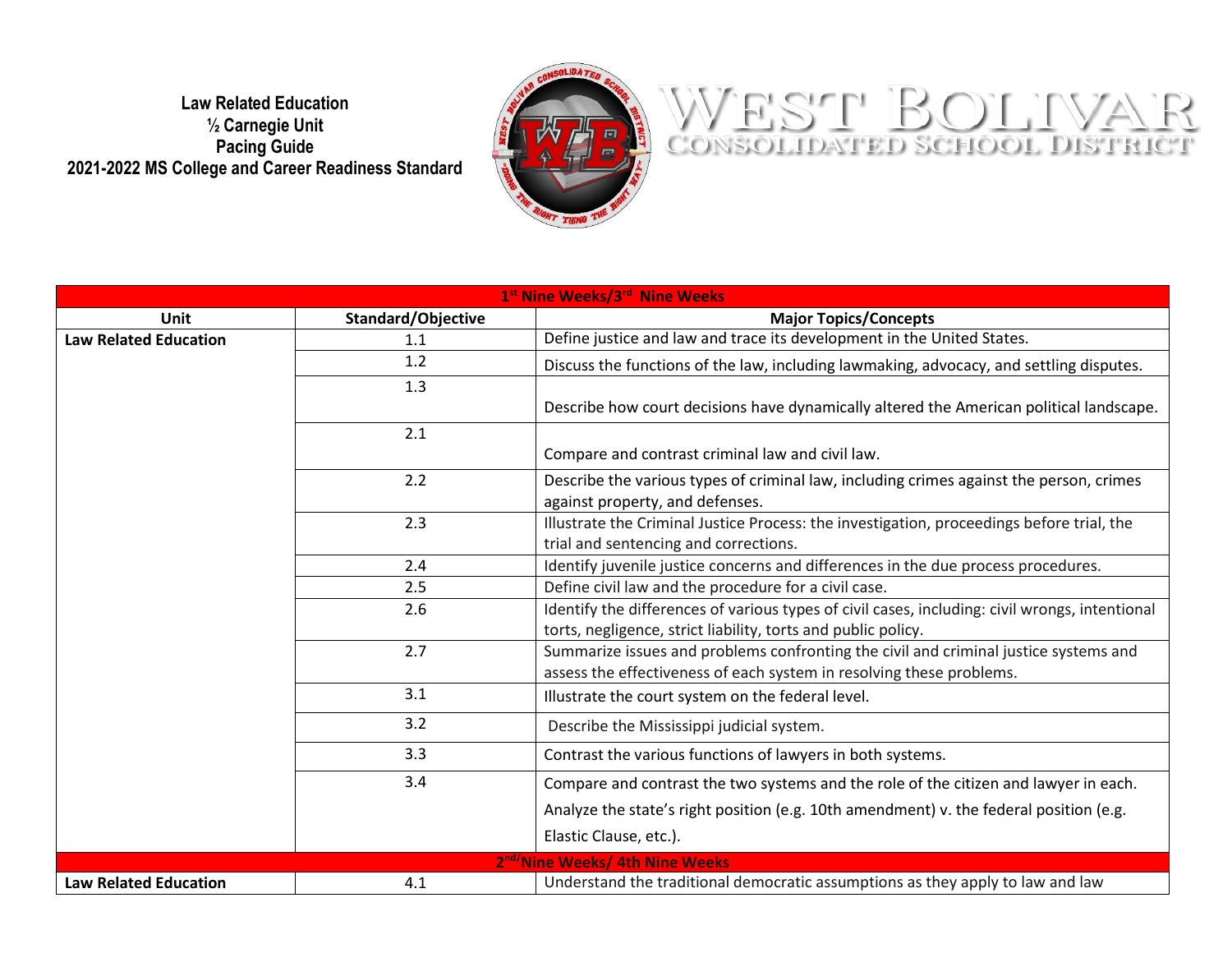**Law Related Education**
**½ Carnegie Unit**
**Pacing Guide**
**2021-2022 MS College and Career Readiness Standard**

WEST BOLIVAR
CONSOLIDATED SCHOOL DISTRICT

| Unit | Standard/Objective | Major Topics/Concepts |
|---|---|---|
| **1st Nine Weeks/3rd Nine Weeks** | | |
| **Law Related Education** | 1.1 | Define justice and law and trace its development in the United States. |
| | 1.2 | Discuss the functions of the law, including lawmaking, advocacy, and settling disputes. |
| | 1.3 | Describe how court decisions have dynamically altered the American political landscape. |
| | 2.1 | Compare and contrast criminal law and civil law. |
| | 2.2 | Describe the various types of criminal law, including crimes against the person, crimes against property, and defenses. |
| | 2.3 | Illustrate the Criminal Justice Process: the investigation, proceedings before trial, the trial and sentencing and corrections. |
| | 2.4 | Identify juvenile justice concerns and differences in the due process procedures. |
| | 2.5 | Define civil law and the procedure for a civil case. |
| | 2.6 | Identify the differences of various types of civil cases, including: civil wrongs, intentional torts, negligence, strict liability, torts and public policy. |
| | 2.7 | Summarize issues and problems confronting the civil and criminal justice systems and assess the effectiveness of each system in resolving these problems. |
| | 3.1 | Illustrate the court system on the federal level. |
| | 3.2 | Describe the Mississippi judicial system. |
| | 3.3 | Contrast the various functions of lawyers in both systems. |
| | 3.4 | Compare and contrast the two systems and the role of the citizen and lawyer in each. Analyze the state's right position (e.g. 10th amendment) v. the federal position (e.g. Elastic Clause, etc.). |
| **2nd/Nine Weeks/ 4th Nine Weeks** | | |
| **Law Related Education** | 4.1 | Understand the traditional democratic assumptions as they apply to law and law |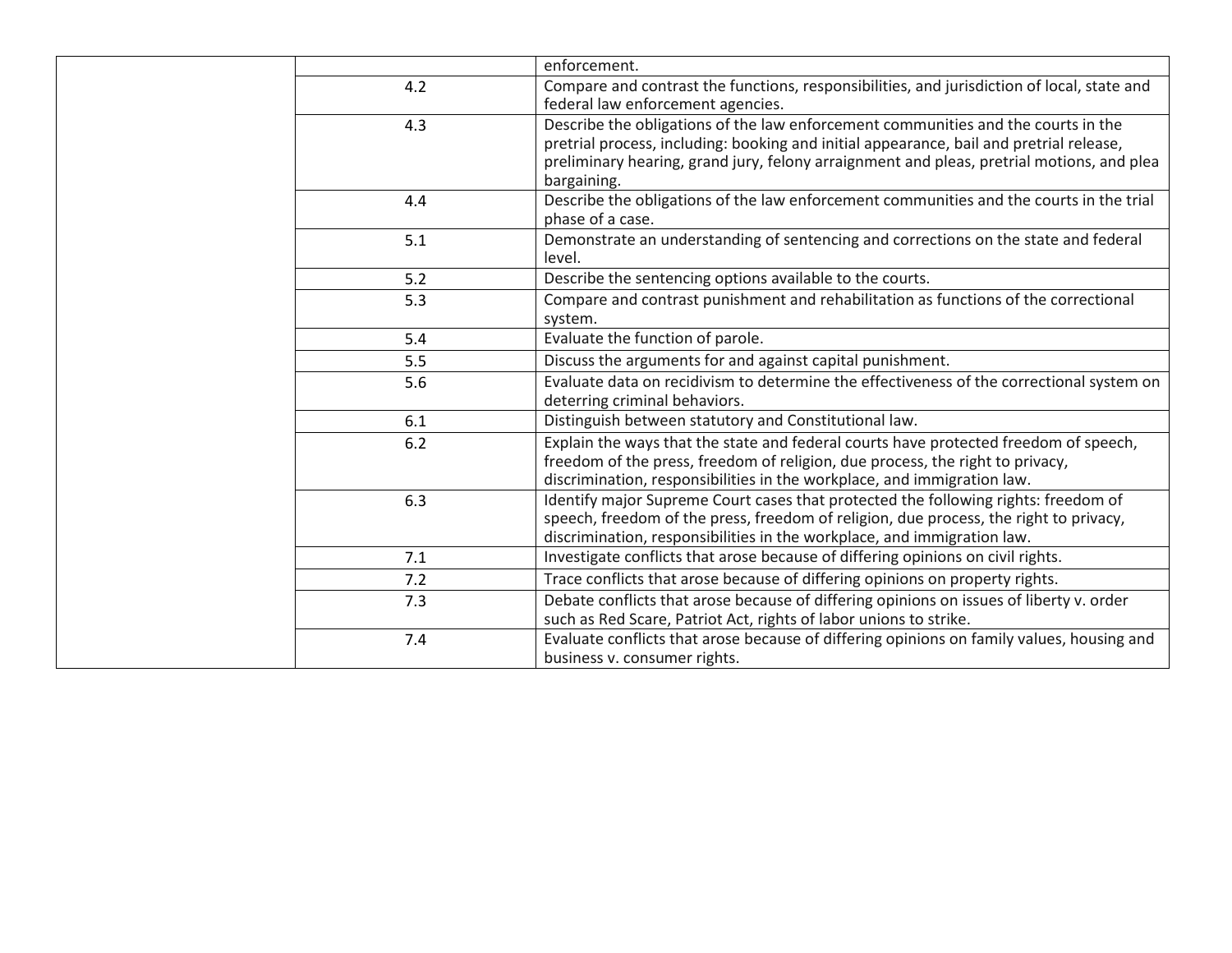| | | |
|---|---|---|
| | | enforcement. |
| | 4.2 | Compare and contrast the functions, responsibilities, and jurisdiction of local, state and federal law enforcement agencies. |
| | 4.3 | Describe the obligations of the law enforcement communities and the courts in the pretrial process, including: booking and initial appearance, bail and pretrial release, preliminary hearing, grand jury, felony arraignment and pleas, pretrial motions, and plea bargaining. |
| | 4.4 | Describe the obligations of the law enforcement communities and the courts in the trial phase of a case. |
| | 5.1 | Demonstrate an understanding of sentencing and corrections on the state and federal level. |
| | 5.2 | Describe the sentencing options available to the courts. |
| | 5.3 | Compare and contrast punishment and rehabilitation as functions of the correctional system. |
| | 5.4 | Evaluate the function of parole. |
| | 5.5 | Discuss the arguments for and against capital punishment. |
| | 5.6 | Evaluate data on recidivism to determine the effectiveness of the correctional system on deterring criminal behaviors. |
| | 6.1 | Distinguish between statutory and Constitutional law. |
| | 6.2 | Explain the ways that the state and federal courts have protected freedom of speech, freedom of the press, freedom of religion, due process, the right to privacy, discrimination, responsibilities in the workplace, and immigration law. |
| | 6.3 | Identify major Supreme Court cases that protected the following rights: freedom of speech, freedom of the press, freedom of religion, due process, the right to privacy, discrimination, responsibilities in the workplace, and immigration law. |
| | 7.1 | Investigate conflicts that arose because of differing opinions on civil rights. |
| | 7.2 | Trace conflicts that arose because of differing opinions on property rights. |
| | 7.3 | Debate conflicts that arose because of differing opinions on issues of liberty v. order such as Red Scare, Patriot Act, rights of labor unions to strike. |
| | 7.4 | Evaluate conflicts that arose because of differing opinions on family values, housing and business v. consumer rights. |